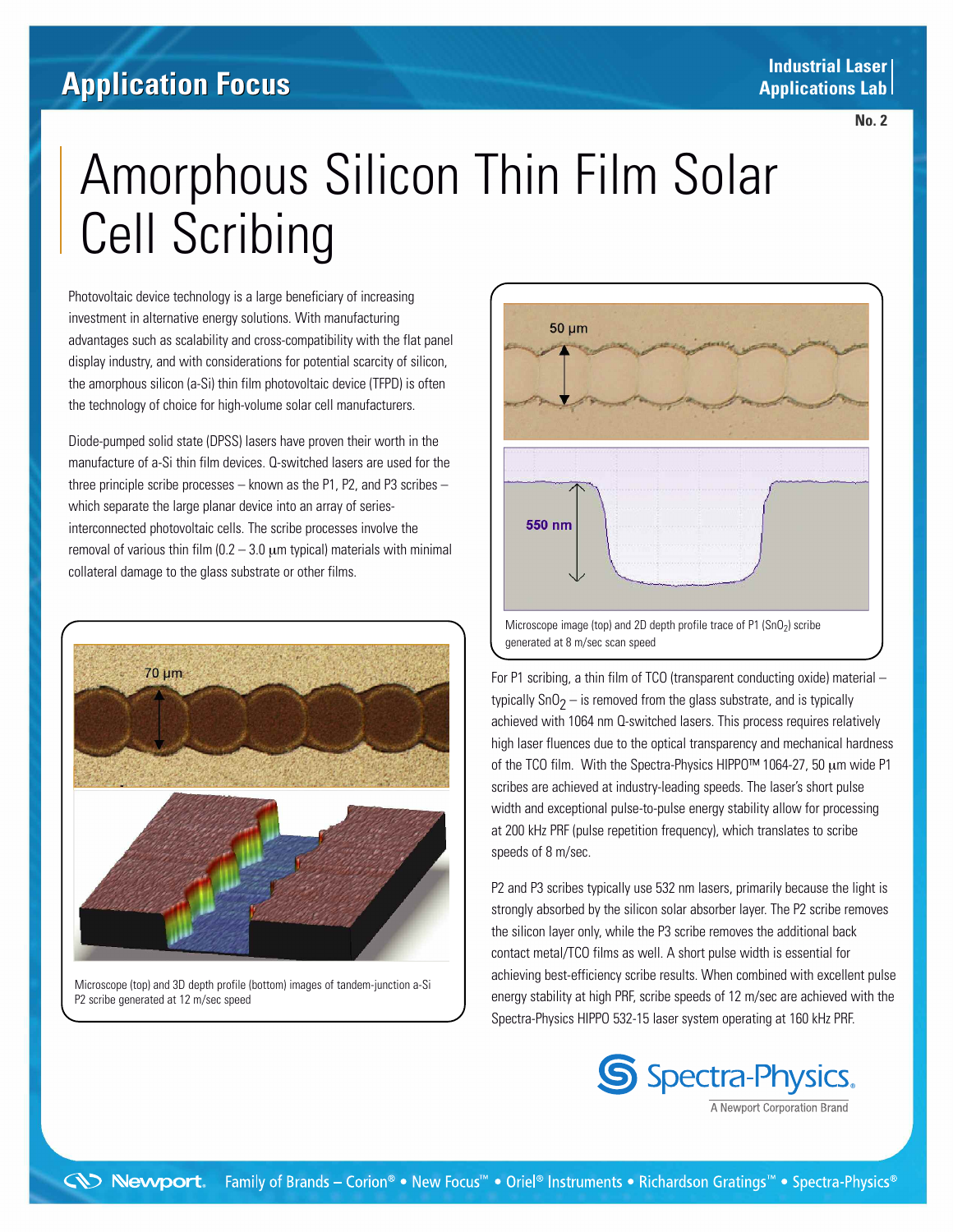Application Focus

Industrial Laser Applications Lab

No. 2

# Amorphous Silicon Thin Film Solar Cell Scribing

Photovoltaic device technology is a large beneficiary of increasing investment in alternative energy solutions. With manufacturing advantages such as scalability and cross-compatibility with the flat panel display industry, and with considerations for potential scarcity of silicon, the amorphous silicon (a-Si) thin film photovoltaic device (TFPD) is often the technology of choice for high-volume solar cell manufacturers.

Diode-pumped solid state (DPSS) lasers have proven their worth in the manufacture of a-Si thin film devices. Q-switched lasers are used for the three principle scribe processes – known as the P1, P2, and P3 scribes – which separate the large planar device into an array of series-interconnected photovoltaic cells. The scribe processes involve the removal of various thin film (0.2 – 3.0 μm typical) materials with minimal collateral damage to the glass substrate or other films.

Microscope (top) and 3D depth profile (bottom) images of tandem-junction a-Si P2 scribe generated at 12 m/sec speed

Microscope image (top) and 2D depth profile trace of P1 ($SnO_2$) scribe generated at 8 m/sec scan speed

For P1 scribing, a thin film of TCO (transparent conducting oxide) material – typically $SnO_2$ – is removed from the glass substrate, and is typically achieved with 1064 nm Q-switched lasers. This process requires relatively high laser fluences due to the optical transparency and mechanical hardness of the TCO film. With the Spectra-Physics HIPPO™ 1064-27, 50 μm wide P1 scribes are achieved at industry-leading speeds. The laser's short pulse width and exceptional pulse-to-pulse energy stability allow for processing at 200 kHz PRF (pulse repetition frequency), which translates to scribe speeds of 8 m/sec.

P2 and P3 scribes typically use 532 nm lasers, primarily because the light is strongly absorbed by the silicon solar absorber layer. The P2 scribe removes the silicon layer only, while the P3 scribe removes the additional back contact metal/TCO films as well. A short pulse width is essential for achieving best-efficiency scribe results. When combined with excellent pulse energy stability at high PRF, scribe speeds of 12 m/sec are achieved with the Spectra-Physics HIPPO 532-15 laser system operating at 160 kHz PRF.

Spectra-Physics. A Newport Corporation Brand

Newport. Family of Brands – Corion® • New Focus™ • Oriel® Instruments • Richardson Gratings™ • Spectra-Physics®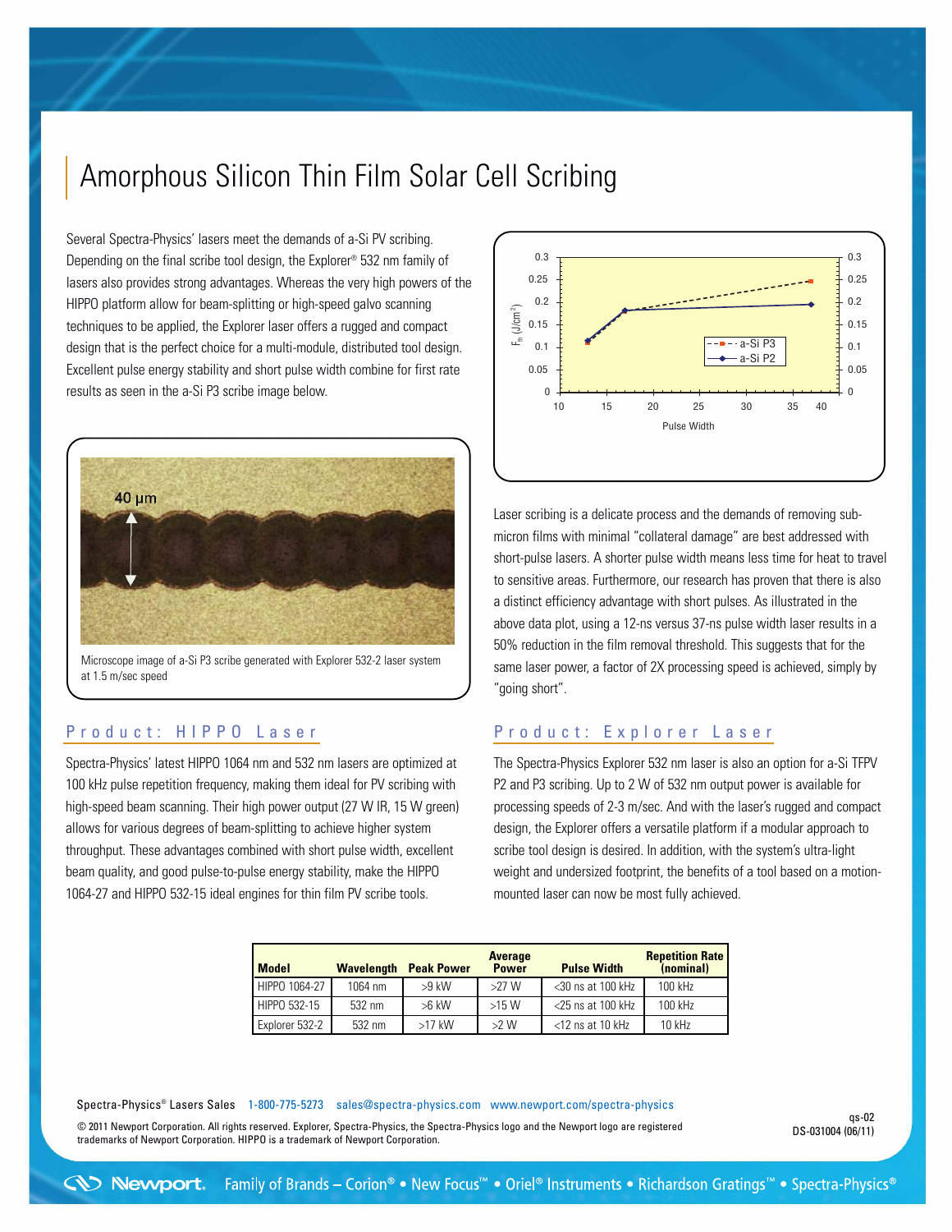# Amorphous Silicon Thin Film Solar Cell Scribing

Several Spectra-Physics' lasers meet the demands of a-Si PV scribing. Depending on the final scribe tool design, the Explorer® 532 nm family of lasers also provides strong advantages. Whereas the very high powers of the HIPPO platform allow for beam-splitting or high-speed galvo scanning techniques to be applied, the Explorer laser offers a rugged and compact design that is the perfect choice for a multi-module, distributed tool design. Excellent pulse energy stability and short pulse width combine for first rate results as seen in the a-Si P3 scribe image below.

40 µm

Microscope image of a-Si P3 scribe generated with Explorer 532-2 laser system at 1.5 m/sec speed

$F_{th}$ (J/cm$^2$)

0.3, 0.25, 0.2, 0.15, 0.1, 0.05, 0

a-Si P3

a-Si P2

10, 15, 20, 25, 30, 35, 40

Pulse Width

Laser scribing is a delicate process and the demands of removing sub-micron films with minimal "collateral damage" are best addressed with short-pulse lasers. A shorter pulse width means less time for heat to travel to sensitive areas. Furthermore, our research has proven that there is also a distinct efficiency advantage with short pulses. As illustrated in the above data plot, using a 12-ns versus 37-ns pulse width laser results in a 50% reduction in the film removal threshold. This suggests that for the same laser power, a factor of 2X processing speed is achieved, simply by "going short".

## Product: HIPPO Laser

Spectra-Physics' latest HIPPO 1064 nm and 532 nm lasers are optimized at 100 kHz pulse repetition frequency, making them ideal for PV scribing with high-speed beam scanning. Their high power output (27 W IR, 15 W green) allows for various degrees of beam-splitting to achieve higher system throughput. These advantages combined with short pulse width, excellent beam quality, and good pulse-to-pulse energy stability, make the HIPPO 1064-27 and HIPPO 532-15 ideal engines for thin film PV scribe tools.

## Product: Explorer Laser

The Spectra-Physics Explorer 532 nm laser is also an option for a-Si TFPV P2 and P3 scribing. Up to 2 W of 532 nm output power is available for processing speeds of 2-3 m/sec. And with the laser's rugged and compact design, the Explorer offers a versatile platform if a modular approach to scribe tool design is desired. In addition, with the system's ultra-light weight and undersized footprint, the benefits of a tool based on a motion-mounted laser can now be most fully achieved.

| Model | Wavelength | Peak Power | Average Power | Pulse Width | Repetition Rate (nominal) |
|---|---|---|---|---|---|
| HIPPO 1064-27 | 1064 nm | >9 kW | >27 W | <30 ns at 100 kHz | 100 kHz |
| HIPPO 532-15 | 532 nm | >6 kW | >15 W | <25 ns at 100 kHz | 100 kHz |
| Explorer 532-2 | 532 nm | >17 kW | >2 W | <12 ns at 10 kHz | 10 kHz |

Spectra-Physics® Lasers Sales 1-800-775-5273 sales@spectra-physics.com www.newport.com/spectra-physics

© 2011 Newport Corporation. All rights reserved. Explorer, Spectra-Physics, the Spectra-Physics logo and the Newport logo are registered trademarks of Newport Corporation. HIPPO is a trademark of Newport Corporation.

qs-02
DS-031004 (06/11)

Newport. Family of Brands – Corion® • New Focus™ • Oriel® Instruments • Richardson Gratings™ • Spectra-Physics®